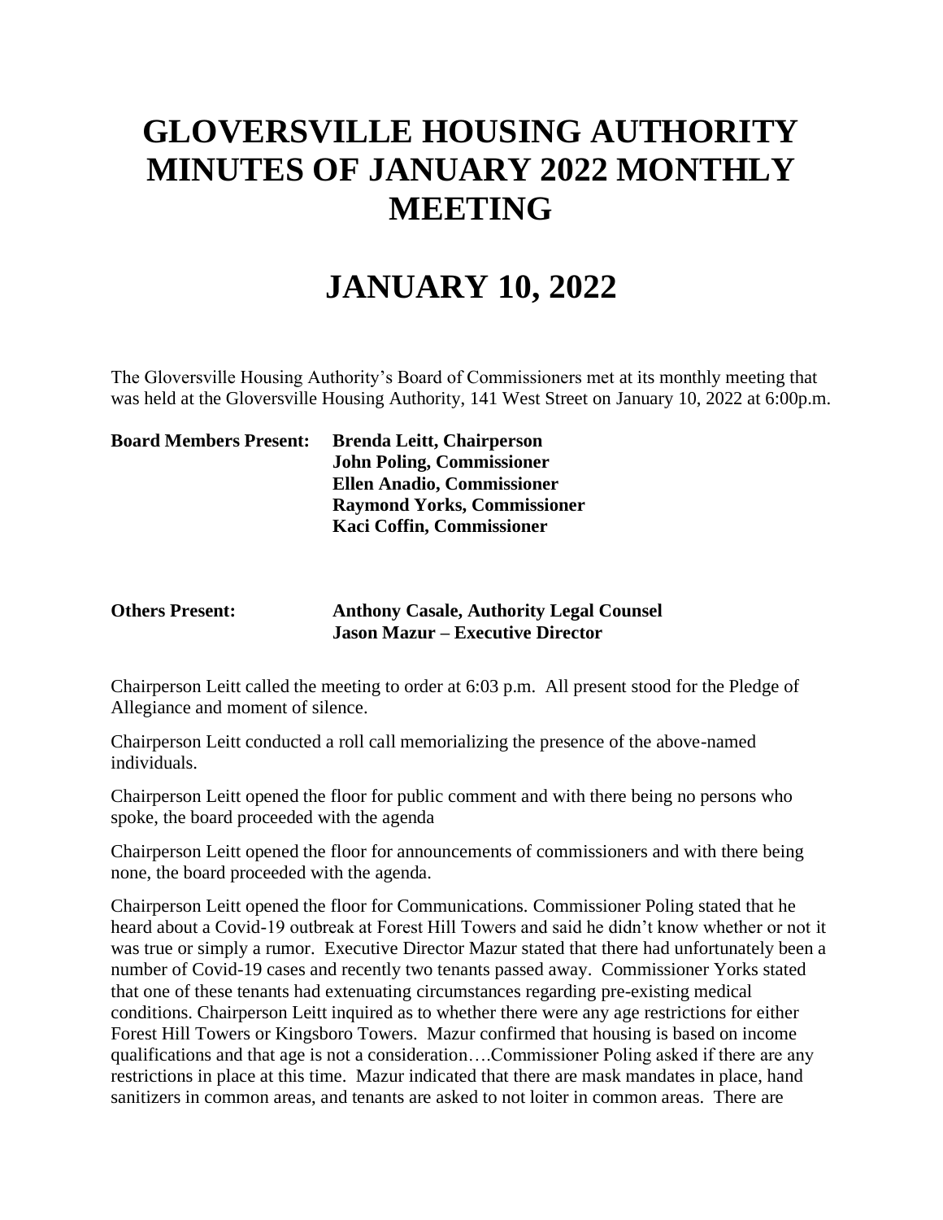# GLOVERSVILLE HOUSING AUTHORITY MINUTES OF JANUARY 2022 MONTHLY MEETING

# JANUARY 10, 2022

The Gloversville Housing Authority's Board of Commissioners met at its monthly meeting that was held at the Gloversville Housing Authority, 141 West Street on January 10, 2022 at 6:00p.m.

**Board Members Present:** **Brenda Leitt, Chairperson**
**John Poling, Commissioner**
**Ellen Anadio, Commissioner**
**Raymond Yorks, Commissioner**
**Kaci Coffin, Commissioner**

**Others Present:** **Anthony Casale, Authority Legal Counsel**
**Jason Mazur – Executive Director**

Chairperson Leitt called the meeting to order at 6:03 p.m. All present stood for the Pledge of Allegiance and moment of silence.

Chairperson Leitt conducted a roll call memorializing the presence of the above-named individuals.

Chairperson Leitt opened the floor for public comment and with there being no persons who spoke, the board proceeded with the agenda

Chairperson Leitt opened the floor for announcements of commissioners and with there being none, the board proceeded with the agenda.

Chairperson Leitt opened the floor for Communications. Commissioner Poling stated that he heard about a Covid-19 outbreak at Forest Hill Towers and said he didn't know whether or not it was true or simply a rumor. Executive Director Mazur stated that there had unfortunately been a number of Covid-19 cases and recently two tenants passed away. Commissioner Yorks stated that one of these tenants had extenuating circumstances regarding pre-existing medical conditions. Chairperson Leitt inquired as to whether there were any age restrictions for either Forest Hill Towers or Kingsboro Towers. Mazur confirmed that housing is based on income qualifications and that age is not a consideration….Commissioner Poling asked if there are any restrictions in place at this time. Mazur indicated that there are mask mandates in place, hand sanitizers in common areas, and tenants are asked to not loiter in common areas. There are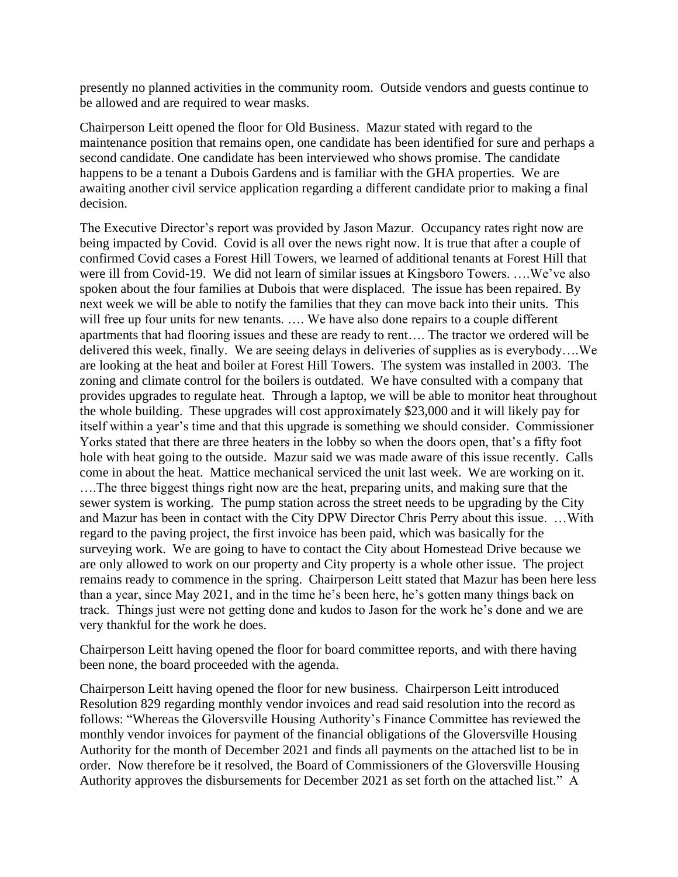presently no planned activities in the community room. Outside vendors and guests continue to be allowed and are required to wear masks.

Chairperson Leitt opened the floor for Old Business. Mazur stated with regard to the maintenance position that remains open, one candidate has been identified for sure and perhaps a second candidate. One candidate has been interviewed who shows promise. The candidate happens to be a tenant a Dubois Gardens and is familiar with the GHA properties. We are awaiting another civil service application regarding a different candidate prior to making a final decision.

The Executive Director's report was provided by Jason Mazur. Occupancy rates right now are being impacted by Covid. Covid is all over the news right now. It is true that after a couple of confirmed Covid cases a Forest Hill Towers, we learned of additional tenants at Forest Hill that were ill from Covid-19. We did not learn of similar issues at Kingsboro Towers. ….We've also spoken about the four families at Dubois that were displaced. The issue has been repaired. By next week we will be able to notify the families that they can move back into their units. This will free up four units for new tenants. …. We have also done repairs to a couple different apartments that had flooring issues and these are ready to rent…. The tractor we ordered will be delivered this week, finally. We are seeing delays in deliveries of supplies as is everybody….We are looking at the heat and boiler at Forest Hill Towers. The system was installed in 2003. The zoning and climate control for the boilers is outdated. We have consulted with a company that provides upgrades to regulate heat. Through a laptop, we will be able to monitor heat throughout the whole building. These upgrades will cost approximately $23,000 and it will likely pay for itself within a year's time and that this upgrade is something we should consider. Commissioner Yorks stated that there are three heaters in the lobby so when the doors open, that's a fifty foot hole with heat going to the outside. Mazur said we was made aware of this issue recently. Calls come in about the heat. Mattice mechanical serviced the unit last week. We are working on it. ….The three biggest things right now are the heat, preparing units, and making sure that the sewer system is working. The pump station across the street needs to be upgrading by the City and Mazur has been in contact with the City DPW Director Chris Perry about this issue. …With regard to the paving project, the first invoice has been paid, which was basically for the surveying work. We are going to have to contact the City about Homestead Drive because we are only allowed to work on our property and City property is a whole other issue. The project remains ready to commence in the spring. Chairperson Leitt stated that Mazur has been here less than a year, since May 2021, and in the time he's been here, he's gotten many things back on track. Things just were not getting done and kudos to Jason for the work he's done and we are very thankful for the work he does.

Chairperson Leitt having opened the floor for board committee reports, and with there having been none, the board proceeded with the agenda.

Chairperson Leitt having opened the floor for new business. Chairperson Leitt introduced Resolution 829 regarding monthly vendor invoices and read said resolution into the record as follows: "Whereas the Gloversville Housing Authority's Finance Committee has reviewed the monthly vendor invoices for payment of the financial obligations of the Gloversville Housing Authority for the month of December 2021 and finds all payments on the attached list to be in order. Now therefore be it resolved, the Board of Commissioners of the Gloversville Housing Authority approves the disbursements for December 2021 as set forth on the attached list." A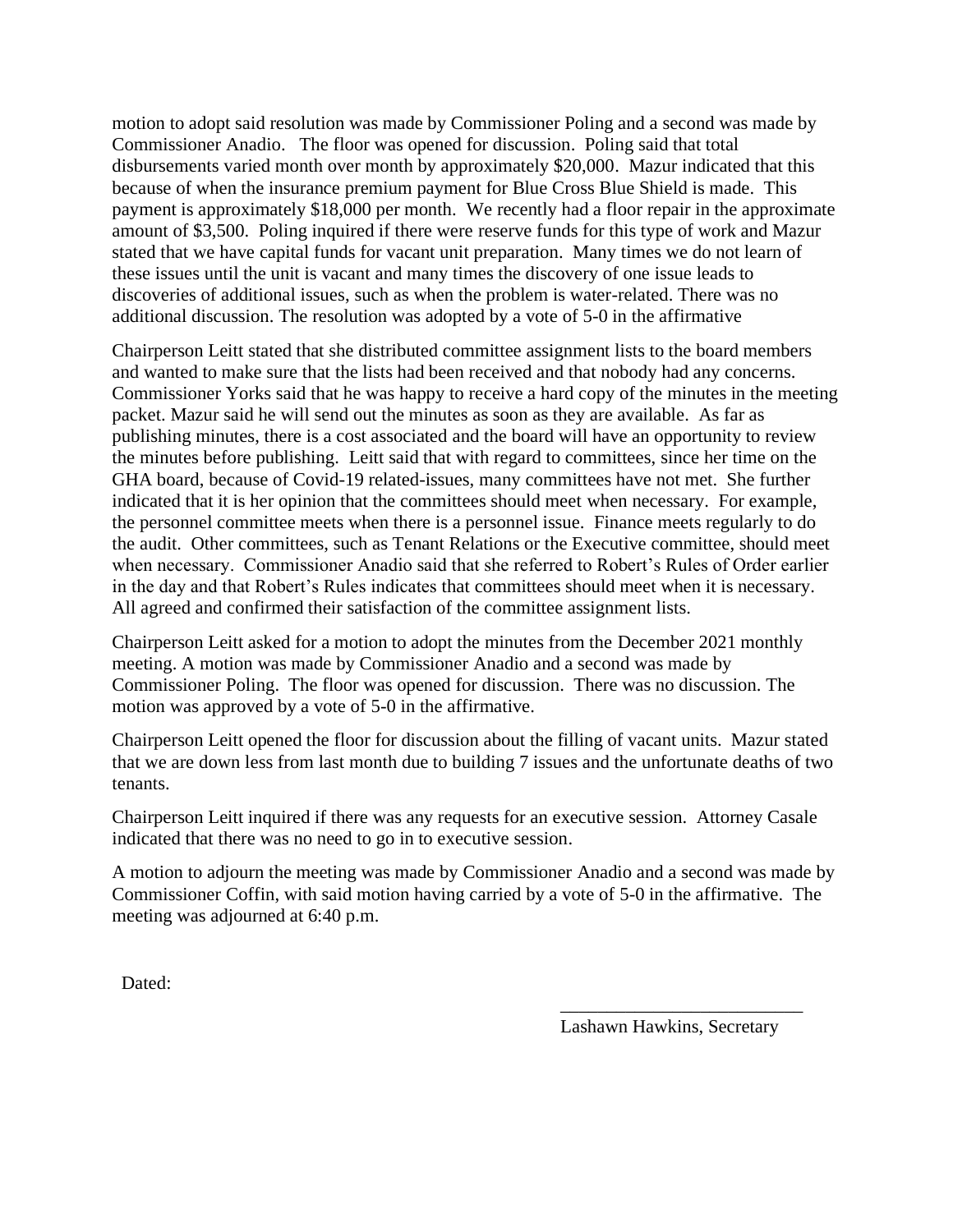motion to adopt said resolution was made by Commissioner Poling and a second was made by Commissioner Anadio. The floor was opened for discussion. Poling said that total disbursements varied month over month by approximately $20,000. Mazur indicated that this because of when the insurance premium payment for Blue Cross Blue Shield is made. This payment is approximately $18,000 per month. We recently had a floor repair in the approximate amount of $3,500. Poling inquired if there were reserve funds for this type of work and Mazur stated that we have capital funds for vacant unit preparation. Many times we do not learn of these issues until the unit is vacant and many times the discovery of one issue leads to discoveries of additional issues, such as when the problem is water-related. There was no additional discussion. The resolution was adopted by a vote of 5-0 in the affirmative

Chairperson Leitt stated that she distributed committee assignment lists to the board members and wanted to make sure that the lists had been received and that nobody had any concerns. Commissioner Yorks said that he was happy to receive a hard copy of the minutes in the meeting packet. Mazur said he will send out the minutes as soon as they are available. As far as publishing minutes, there is a cost associated and the board will have an opportunity to review the minutes before publishing. Leitt said that with regard to committees, since her time on the GHA board, because of Covid-19 related-issues, many committees have not met. She further indicated that it is her opinion that the committees should meet when necessary. For example, the personnel committee meets when there is a personnel issue. Finance meets regularly to do the audit. Other committees, such as Tenant Relations or the Executive committee, should meet when necessary. Commissioner Anadio said that she referred to Robert's Rules of Order earlier in the day and that Robert's Rules indicates that committees should meet when it is necessary. All agreed and confirmed their satisfaction of the committee assignment lists.

Chairperson Leitt asked for a motion to adopt the minutes from the December 2021 monthly meeting. A motion was made by Commissioner Anadio and a second was made by Commissioner Poling. The floor was opened for discussion. There was no discussion. The motion was approved by a vote of 5-0 in the affirmative.

Chairperson Leitt opened the floor for discussion about the filling of vacant units. Mazur stated that we are down less from last month due to building 7 issues and the unfortunate deaths of two tenants.

Chairperson Leitt inquired if there was any requests for an executive session. Attorney Casale indicated that there was no need to go in to executive session.

A motion to adjourn the meeting was made by Commissioner Anadio and a second was made by Commissioner Coffin, with said motion having carried by a vote of 5-0 in the affirmative. The meeting was adjourned at 6:40 p.m.

Dated:

___________________________

Lashawn Hawkins, Secretary